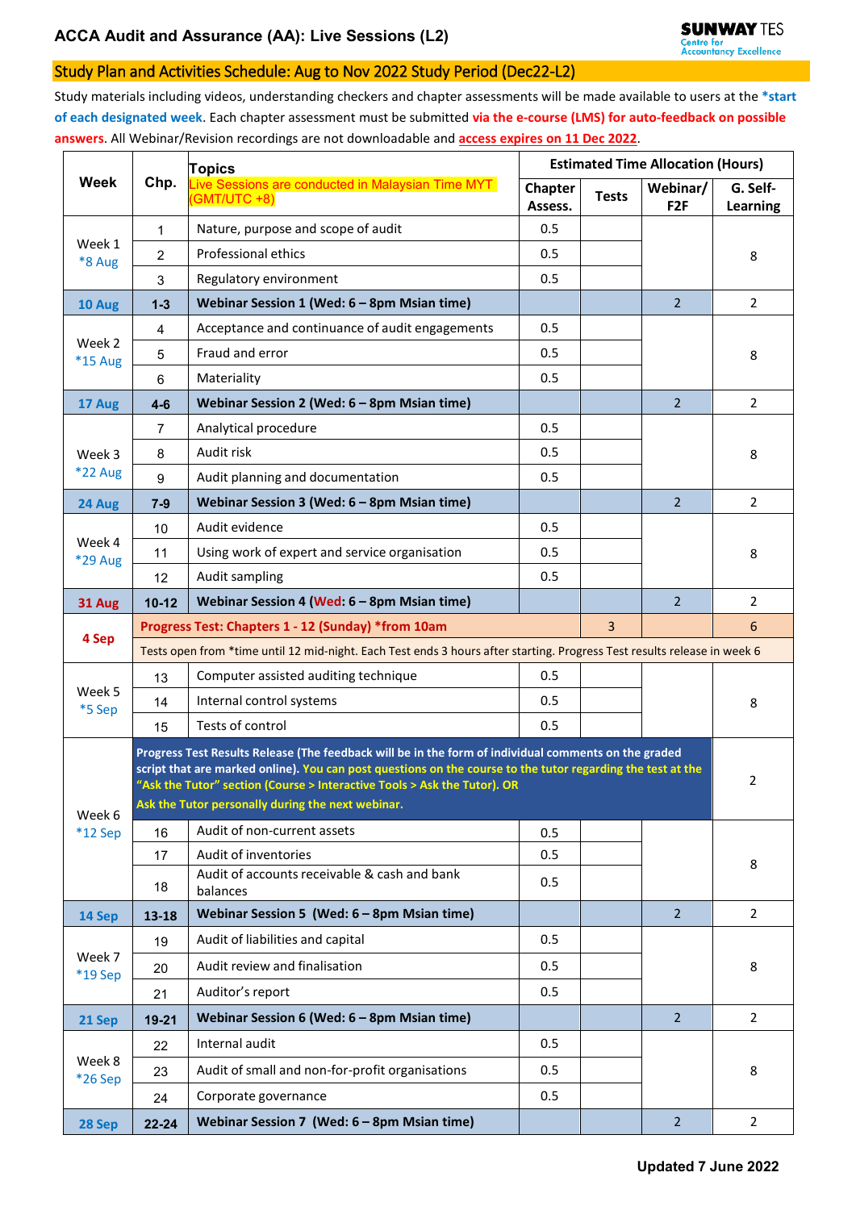# ACCA Audit and Assurance (AA): Live Sessions (L2)

SUNWAY TES
Centre for Accountancy Excellence

## Study Plan and Activities Schedule: Aug to Nov 2022 Study Period (Dec22-L2)

Study materials including videos, understanding checkers and chapter assessments will be made available to users at the ***start of each designated week**. Each chapter assessment must be submitted **via the e-course (LMS) for auto-feedback on possible answers**. All Webinar/Revision recordings are not downloadable and **access expires on 11 Dec 2022**.

| Week | Chp. | Topics<br>Live Sessions are conducted in Malaysian Time MYT (GMT/UTC +8) | Estimated Time Allocation (Hours) | | | |
|---|---|---|---|---|---|---|
| | | | Chapter Assess. | Tests | Webinar/ F2F | G. Self-Learning |
| Week 1 *8 Aug | 1 | Nature, purpose and scope of audit | 0.5 | | | 8 |
| | 2 | Professional ethics | 0.5 | | | |
| | 3 | Regulatory environment | 0.5 | | | |
| **10 Aug** | **1-3** | **Webinar Session 1 (Wed: 6 – 8pm Msian time)** | | | 2 | 2 |
| Week 2 *15 Aug | 4 | Acceptance and continuance of audit engagements | 0.5 | | | 8 |
| | 5 | Fraud and error | 0.5 | | | |
| | 6 | Materiality | 0.5 | | | |
| **17 Aug** | **4-6** | **Webinar Session 2 (Wed: 6 – 8pm Msian time)** | | | 2 | 2 |
| Week 3 *22 Aug | 7 | Analytical procedure | 0.5 | | | 8 |
| | 8 | Audit risk | 0.5 | | | |
| | 9 | Audit planning and documentation | 0.5 | | | |
| **24 Aug** | **7-9** | **Webinar Session 3 (Wed: 6 – 8pm Msian time)** | | | 2 | 2 |
| Week 4 *29 Aug | 10 | Audit evidence | 0.5 | | | 8 |
| | 11 | Using work of expert and service organisation | 0.5 | | | |
| | 12 | Audit sampling | 0.5 | | | |
| **31 Aug** | **10-12** | **Webinar Session 4 (Wed: 6 – 8pm Msian time)** | | | 2 | 2 |
| **4 Sep** | **Progress Test: Chapters 1 - 12 (Sunday) *from 10am** | | | 3 | | 6 |
| | Tests open from *time until 12 mid-night. Each Test ends 3 hours after starting. Progress Test results release in week 6 | | | | | |
| Week 5 *5 Sep | 13 | Computer assisted auditing technique | 0.5 | | | 8 |
| | 14 | Internal control systems | 0.5 | | | |
| | 15 | Tests of control | 0.5 | | | |
| Week 6 *12 Sep | **Progress Test Results Release (The feedback will be in the form of individual comments on the graded script that are marked online). You can post questions on the course to the tutor regarding the test at the "Ask the Tutor" section (Course > Interactive Tools > Ask the Tutor). OR Ask the Tutor personally during the next webinar.** | | | | | 2 |
| | 16 | Audit of non-current assets | 0.5 | | | 8 |
| | 17 | Audit of inventories | 0.5 | | | |
| | 18 | Audit of accounts receivable & cash and bank balances | 0.5 | | | |
| **14 Sep** | **13-18** | **Webinar Session 5 (Wed: 6 – 8pm Msian time)** | | | 2 | 2 |
| Week 7 *19 Sep | 19 | Audit of liabilities and capital | 0.5 | | | 8 |
| | 20 | Audit review and finalisation | 0.5 | | | |
| | 21 | Auditor's report | 0.5 | | | |
| **21 Sep** | **19-21** | **Webinar Session 6 (Wed: 6 – 8pm Msian time)** | | | 2 | 2 |
| Week 8 *26 Sep | 22 | Internal audit | 0.5 | | | 8 |
| | 23 | Audit of small and non-for-profit organisations | 0.5 | | | |
| | 24 | Corporate governance | 0.5 | | | |
| **28 Sep** | **22-24** | **Webinar Session 7 (Wed: 6 – 8pm Msian time)** | | | 2 | 2 |

**Updated 7 June 2022**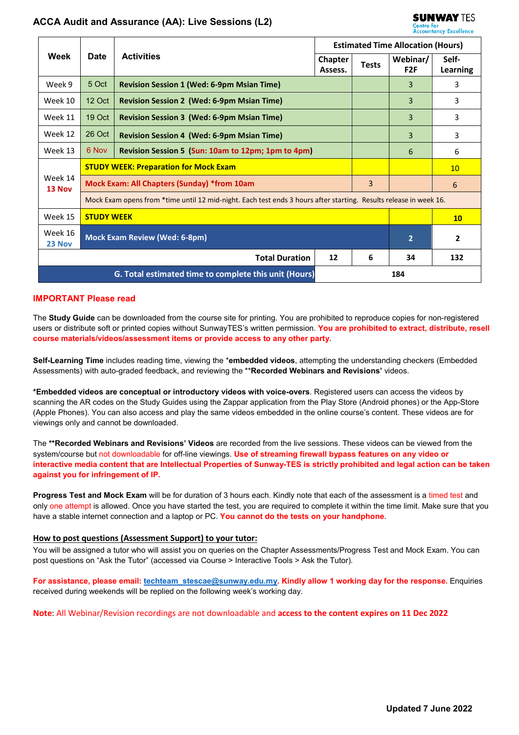## ACCA Audit and Assurance (AA): Live Sessions (L2)

SUNWAY TES
Centre for Accountancy Excellence

| Week | Date | Activities | Estimated Time Allocation (Hours) | | | |
|---|---|---|---|---|---|---|
| | | | Chapter Assess. | Tests | Webinar/ F2F | Self-Learning |
| Week 9 | 5 Oct | **Revision Session 1 (Wed: 6-9pm Msian Time)** | | | 3 | 3 |
| Week 10 | 12 Oct | **Revision Session 2 (Wed: 6-9pm Msian Time)** | | | 3 | 3 |
| Week 11 | 19 Oct | **Revision Session 3 (Wed: 6-9pm Msian Time)** | | | 3 | 3 |
| Week 12 | 26 Oct | **Revision Session 4 (Wed: 6-9pm Msian Time)** | | | 3 | 3 |
| Week 13 | 6 Nov | **Revision Session 5 (Sun: 10am to 12pm; 1pm to 4pm)** | | | 6 | 6 |
| Week 14 13 Nov | | **STUDY WEEK: Preparation for Mock Exam** | | | | 10 |
| | | **Mock Exam: All Chapters (Sunday) *from 10am** | | 3 | | 6 |
| | | Mock Exam opens from *time until 12 mid-night. Each test ends 3 hours after starting. Results release in week 16. | | | | |
| Week 15 | | **STUDY WEEK** | | | | **10** |
| Week 16 23 Nov | | **Mock Exam Review (Wed: 6-8pm)** | | | **2** | **2** |
| | | **Total Duration** | **12** | **6** | **34** | **132** |
| | | **G. Total estimated time to complete this unit (Hours)** | **184** | | | |

**IMPORTANT Please read**

The **Study Guide** can be downloaded from the course site for printing. You are prohibited to reproduce copies for non-registered users or distribute soft or printed copies without SunwayTES's written permission. **You are prohibited to extract, distribute, resell course materials/videos/assessment items or provide access to any other party.**

**Self-Learning Time** includes reading time, viewing the ***embedded videos**, attempting the understanding checkers (Embedded Assessments) with auto-graded feedback, and reviewing the ****Recorded Webinars and Revisions'** videos.

***Embedded videos are conceptual or introductory videos with voice-overs**. Registered users can access the videos by scanning the AR codes on the Study Guides using the Zappar application from the Play Store (Android phones) or the App-Store (Apple Phones). You can also access and play the same videos embedded in the online course's content. These videos are for viewings only and cannot be downloaded.

The ****Recorded Webinars and Revisions' Videos** are recorded from the live sessions. These videos can be viewed from the system/course but not downloadable for off-line viewings. **Use of streaming firewall bypass features on any video or interactive media content that are Intellectual Properties of Sunway-TES is strictly prohibited and legal action can be taken against you for infringement of IP.**

**Progress Test and Mock Exam** will be for duration of 3 hours each. Kindly note that each of the assessment is a timed test and only one attempt is allowed. Once you have started the test, you are required to complete it within the time limit. Make sure that you have a stable internet connection and a laptop or PC. **You cannot do the tests on your handphone**.

**How to post questions (Assessment Support) to your tutor:**

You will be assigned a tutor who will assist you on queries on the Chapter Assessments/Progress Test and Mock Exam. You can post questions on "Ask the Tutor" (accessed via Course > Interactive Tools > Ask the Tutor).

**For assistance, please email: techteam_stescae@sunway.edu.my. Kindly allow 1 working day for the response.** Enquiries received during weekends will be replied on the following week's working day.

Note: All Webinar/Revision recordings are not downloadable and **access to the content expires on 11 Dec 2022**

**Updated 7 June 2022**